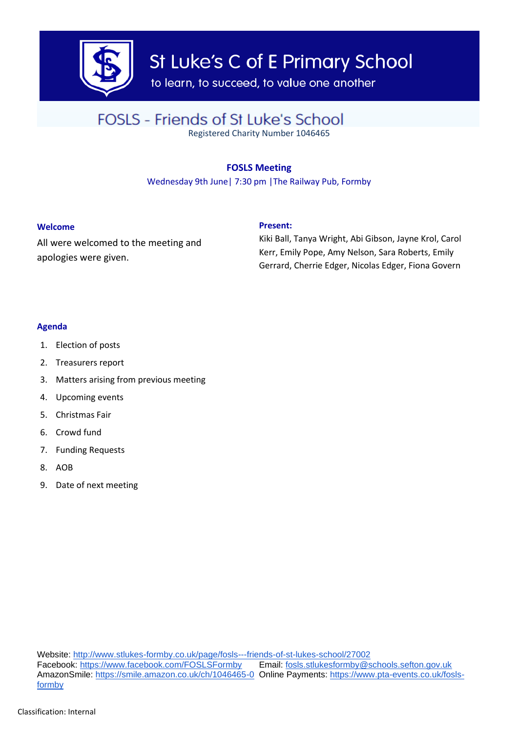# St Luke's C of E Primary School

to learn, to succeed, to value one another

## FOSLS - Friends of St Luke's School

Registered Charity Number 1046465

### FOSLS Meeting

Wednesday 9th June| 7:30 pm |The Railway Pub, Formby

**Welcome**

All were welcomed to the meeting and apologies were given.

**Present:**

Kiki Ball, Tanya Wright, Abi Gibson, Jayne Krol, Carol Kerr, Emily Pope, Amy Nelson, Sara Roberts, Emily Gerrard, Cherrie Edger, Nicolas Edger, Fiona Govern

**Agenda**

1. Election of posts
2. Treasurers report
3. Matters arising from previous meeting
4. Upcoming events
5. Christmas Fair
6. Crowd fund
7. Funding Requests
8. AOB
9. Date of next meeting

Website: http://www.stlukes-formby.co.uk/page/fosls---friends-of-st-lukes-school/27002
Facebook: https://www.facebook.com/FOSLSFormby Email: fosls.stlukesformby@schools.sefton.gov.uk
AmazonSmile: https://smile.amazon.co.uk/ch/1046465-0 Online Payments: https://www.pta-events.co.uk/fosls-formby

Classification: Internal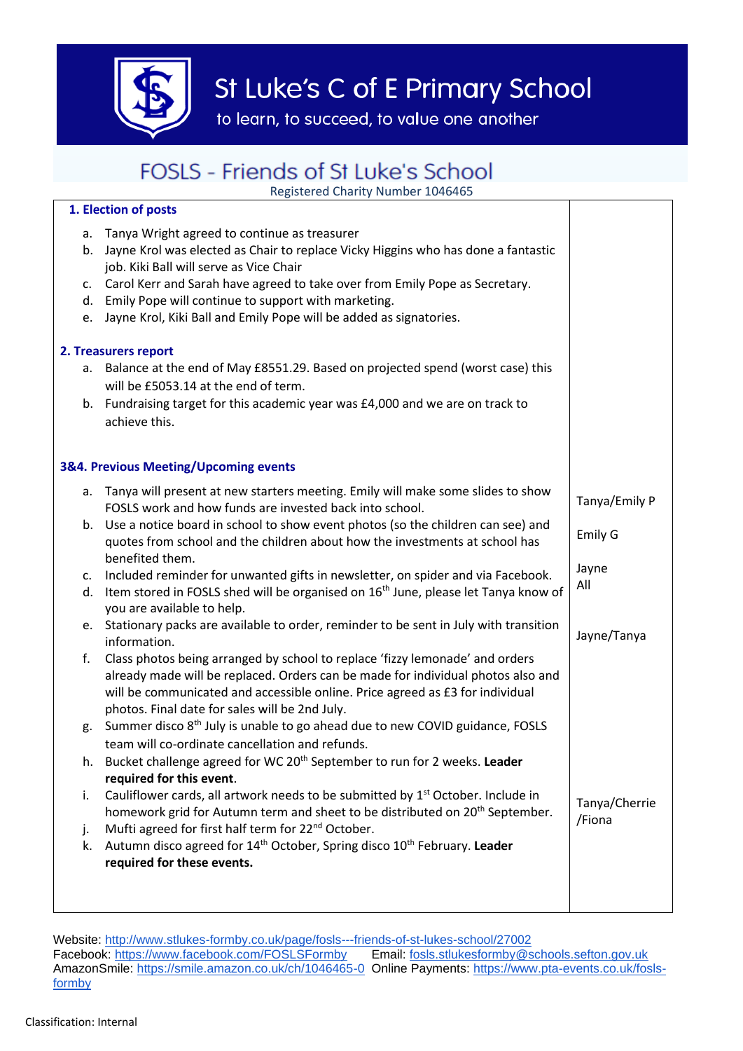# St Luke's C of E Primary School

to learn, to succeed, to value one another

## FOSLS - Friends of St Luke's School

Registered Charity Number 1046465

| | |
|---|---|
| **1. Election of posts**<br><br>a. Tanya Wright agreed to continue as treasurer<br>b. Jayne Krol was elected as Chair to replace Vicky Higgins who has done a fantastic job. Kiki Ball will serve as Vice Chair<br>c. Carol Kerr and Sarah have agreed to take over from Emily Pope as Secretary.<br>d. Emily Pope will continue to support with marketing.<br>e. Jayne Krol, Kiki Ball and Emily Pope will be added as signatories. | |
| **2. Treasurers report**<br><br>a. Balance at the end of May £8551.29. Based on projected spend (worst case) this will be £5053.14 at the end of term.<br>b. Fundraising target for this academic year was £4,000 and we are on track to achieve this. | |
| **3&4. Previous Meeting/Upcoming events** | |
| a. Tanya will present at new starters meeting. Emily will make some slides to show FOSLS work and how funds are invested back into school. | Tanya/Emily P |
| b. Use a notice board in school to show event photos (so the children can see) and quotes from school and the children about how the investments at school has benefited them. | Emily G |
| c. Included reminder for unwanted gifts in newsletter, on spider and via Facebook. | Jayne |
| d. Item stored in FOSLS shed will be organised on 16th June, please let Tanya know of you are available to help. | All |
| e. Stationary packs are available to order, reminder to be sent in July with transition information. | Jayne/Tanya |
| f. Class photos being arranged by school to replace 'fizzy lemonade' and orders already made will be replaced. Orders can be made for individual photos also and will be communicated and accessible online. Price agreed as £3 for individual photos. Final date for sales will be 2nd July. | |
| g. Summer disco 8th July is unable to go ahead due to new COVID guidance, FOSLS team will co-ordinate cancellation and refunds. | |
| h. Bucket challenge agreed for WC 20th September to run for 2 weeks. **Leader required for this event**. | |
| i. Cauliflower cards, all artwork needs to be submitted by 1st October. Include in homework grid for Autumn term and sheet to be distributed on 20th September. | Tanya/Cherrie /Fiona |
| j. Mufti agreed for first half term for 22nd October. | |
| k. Autumn disco agreed for 14th October, Spring disco 10th February. **Leader required for these events.** | |

Website: http://www.stlukes-formby.co.uk/page/fosls---friends-of-st-lukes-school/27002
Facebook: https://www.facebook.com/FOSLSFormby Email: fosls.stlukesformby@schools.sefton.gov.uk
AmazonSmile: https://smile.amazon.co.uk/ch/1046465-0 Online Payments: https://www.pta-events.co.uk/fosls-formby

Classification: Internal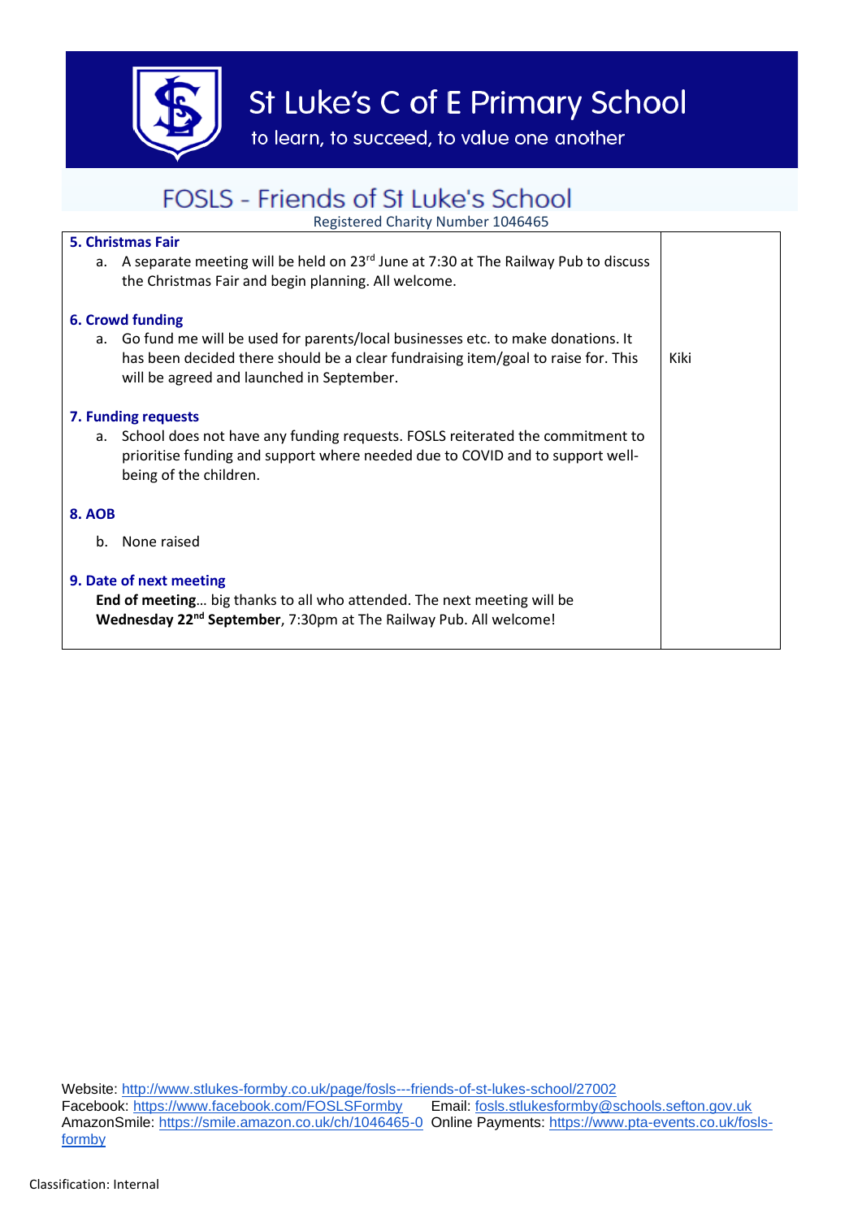# St Luke's C of E Primary School

to learn, to succeed, to value one another

## FOSLS - Friends of St Luke's School

Registered Charity Number 1046465

| | |
|---|---|
| **5. Christmas Fair**<br>a. A separate meeting will be held on 23rd June at 7:30 at The Railway Pub to discuss the Christmas Fair and begin planning. All welcome. | |
| **6. Crowd funding**<br>a. Go fund me will be used for parents/local businesses etc. to make donations. It has been decided there should be a clear fundraising item/goal to raise for. This will be agreed and launched in September. | Kiki |
| **7. Funding requests**<br>a. School does not have any funding requests. FOSLS reiterated the commitment to prioritise funding and support where needed due to COVID and to support well-being of the children. | |
| **8. AOB**<br>b. None raised | |
| **9. Date of next meeting**<br>**End of meeting**… big thanks to all who attended. The next meeting will be **Wednesday 22nd September**, 7:30pm at The Railway Pub. All welcome! | |

Website: http://www.stlukes-formby.co.uk/page/fosls---friends-of-st-lukes-school/27002
Facebook: https://www.facebook.com/FOSLSFormby Email: fosls.stlukesformby@schools.sefton.gov.uk
AmazonSmile: https://smile.amazon.co.uk/ch/1046465-0 Online Payments: https://www.pta-events.co.uk/fosls-formby

Classification: Internal